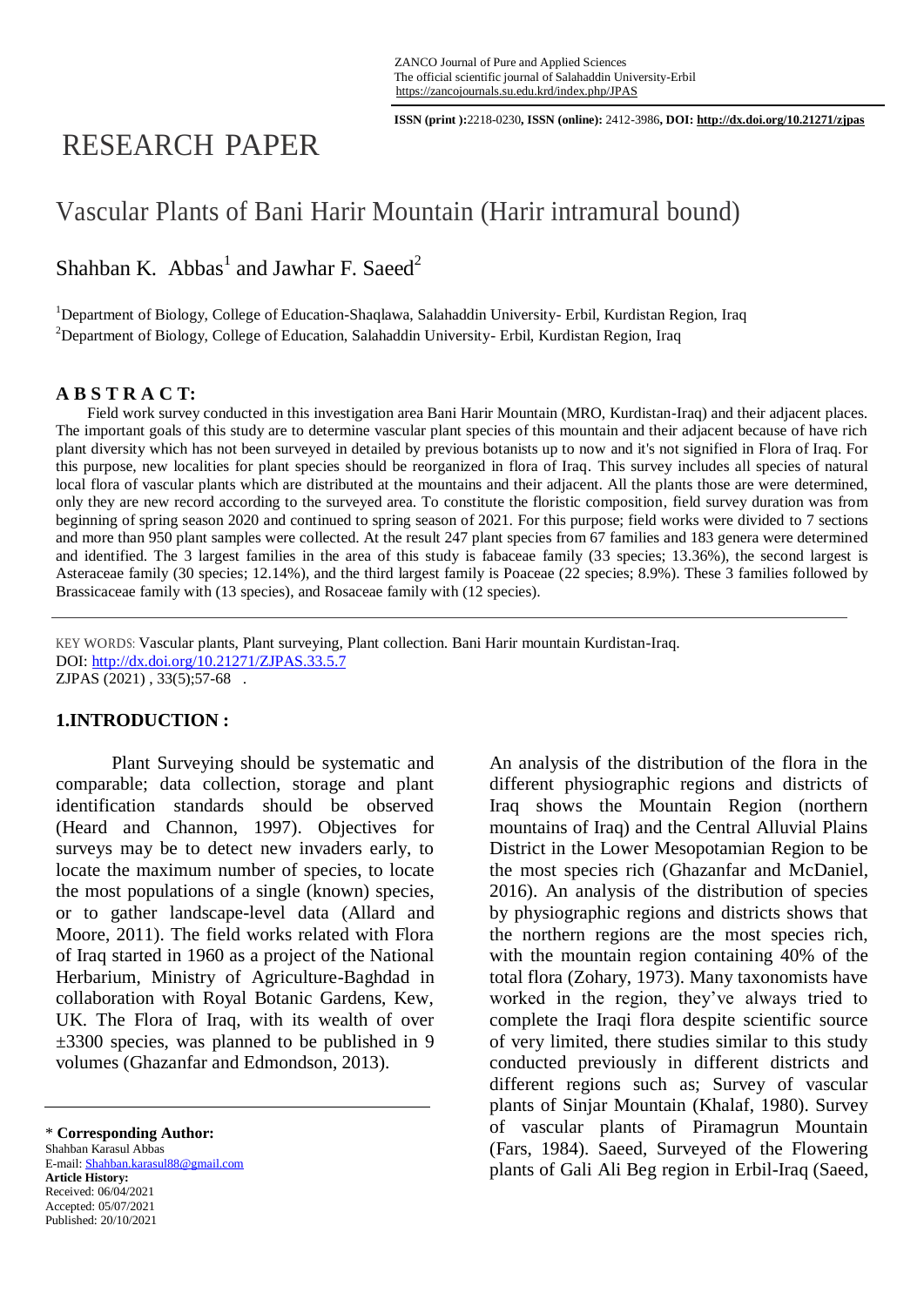RESEARCH PAPER

# Vascular Plants of Bani Harir Mountain (Harir intramural bound)

Shahban K. Abbas[1] and Jawhar F. Saeed[2]

[1]Department of Biology, College of Education-Shaqlawa, Salahaddin University- Erbil, Kurdistan Region, Iraq
[2]Department of Biology, College of Education, Salahaddin University- Erbil, Kurdistan Region, Iraq

## A B S T R A C T:

Field work survey conducted in this investigation area Bani Harir Mountain (MRO, Kurdistan-Iraq) and their adjacent places. The important goals of this study are to determine vascular plant species of this mountain and their adjacent because of have rich plant diversity which has not been surveyed in detailed by previous botanists up to now and it's not signified in Flora of Iraq. For this purpose, new localities for plant species should be reorganized in flora of Iraq. This survey includes all species of natural local flora of vascular plants which are distributed at the mountains and their adjacent. All the plants those are were determined, only they are new record according to the surveyed area. To constitute the floristic composition, field survey duration was from beginning of spring season 2020 and continued to spring season of 2021. For this purpose; field works were divided to 7 sections and more than 950 plant samples were collected. At the result 247 plant species from 67 families and 183 genera were determined and identified. The 3 largest families in the area of this study is fabaceae family (33 species; 13.36%), the second largest is Asteraceae family (30 species; 12.14%), and the third largest family is Poaceae (22 species; 8.9%). These 3 families followed by Brassicaceae family with (13 species), and Rosaceae family with (12 species).

KEY WORDS: Vascular plants, Plant surveying, Plant collection. Bani Harir mountain Kurdistan-Iraq.
DOI: http://dx.doi.org/10.21271/ZJPAS.33.5.7
ZJPAS (2021) , 33(5);57-68 .

## 1.INTRODUCTION :

Plant Surveying should be systematic and comparable; data collection, storage and plant identification standards should be observed (Heard and Channon, 1997). Objectives for surveys may be to detect new invaders early, to locate the maximum number of species, to locate the most populations of a single (known) species, or to gather landscape-level data (Allard and Moore, 2011). The field works related with Flora of Iraq started in 1960 as a project of the National Herbarium, Ministry of Agriculture-Baghdad in collaboration with Royal Botanic Gardens, Kew, UK. The Flora of Iraq, with its wealth of over ±3300 species, was planned to be published in 9 volumes (Ghazanfar and Edmondson, 2013).

An analysis of the distribution of the flora in the different physiographic regions and districts of Iraq shows the Mountain Region (northern mountains of Iraq) and the Central Alluvial Plains District in the Lower Mesopotamian Region to be the most species rich (Ghazanfar and McDaniel, 2016). An analysis of the distribution of species by physiographic regions and districts shows that the northern regions are the most species rich, with the mountain region containing 40% of the total flora (Zohary, 1973). Many taxonomists have worked in the region, they've always tried to complete the Iraqi flora despite scientific source of very limited, there studies similar to this study conducted previously in different districts and different regions such as; Survey of vascular plants of Sinjar Mountain (Khalaf, 1980). Survey of vascular plants of Piramagrun Mountain (Fars, 1984). Saeed, Surveyed of the Flowering plants of Gali Ali Beg region in Erbil-Iraq (Saeed,

---

\* **Corresponding Author:**
Shahban Karasul Abbas
E-mail: Shahban.karasul88@gmail.com
**Article History:**
Received: 06/04/2021
Accepted: 05/07/2021
Published: 20/10/2021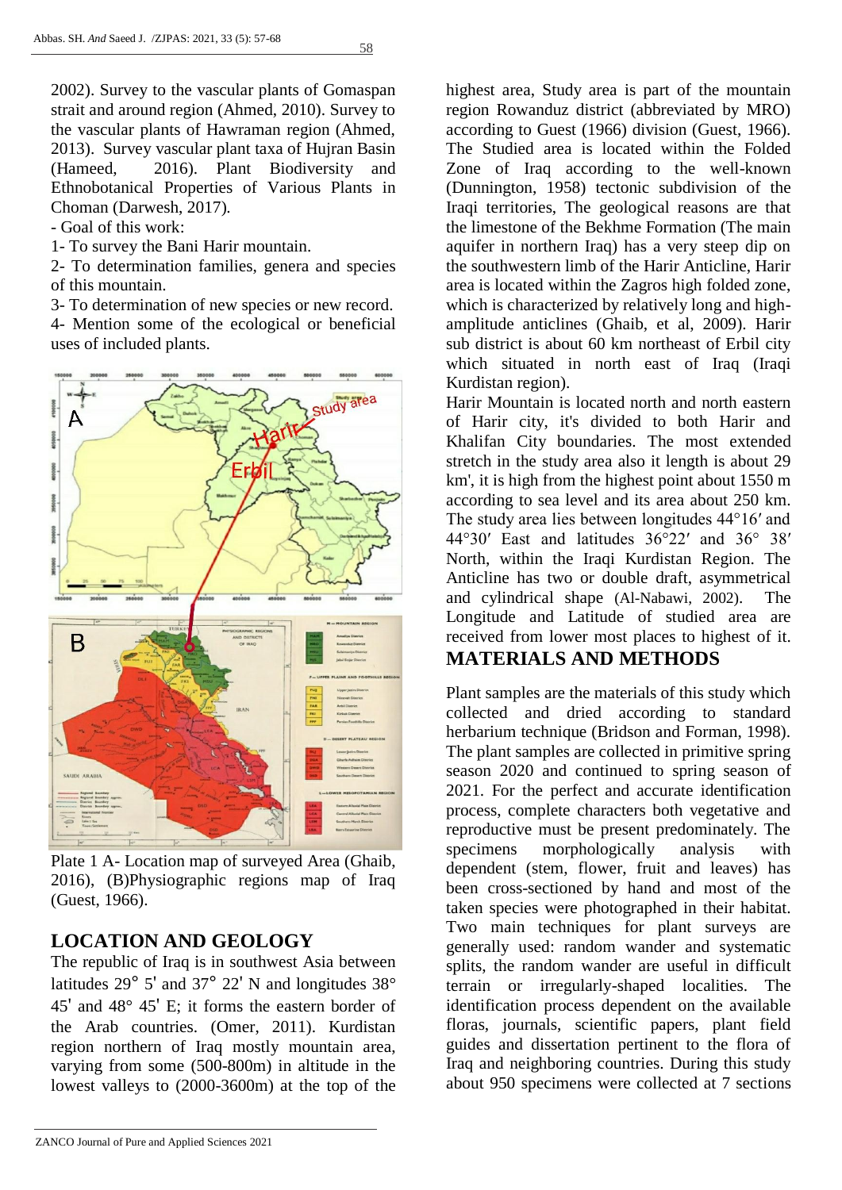2002). Survey to the vascular plants of Gomaspan strait and around region (Ahmed, 2010). Survey to the vascular plants of Hawraman region (Ahmed, 2013). Survey vascular plant taxa of Hujran Basin (Hameed, 2016). Plant Biodiversity and Ethnobotanical Properties of Various Plants in Choman (Darwesh, 2017).

- Goal of this work:

1- To survey the Bani Harir mountain.

2- To determination families, genera and species of this mountain.

3- To determination of new species or new record.

4- Mention some of the ecological or beneficial uses of included plants.

Plate 1 A- Location map of surveyed Area (Ghaib, 2016), (B)Physiographic regions map of Iraq (Guest, 1966).

## LOCATION AND GEOLOGY

The republic of Iraq is in southwest Asia between latitudes 29° 5' and 37° 22' N and longitudes 38° 45' and 48° 45' E; it forms the eastern border of the Arab countries. (Omer, 2011). Kurdistan region northern of Iraq mostly mountain area, varying from some (500-800m) in altitude in the lowest valleys to (2000-3600m) at the top of the highest area, Study area is part of the mountain region Rowanduz district (abbreviated by MRO) according to Guest (1966) division (Guest, 1966). The Studied area is located within the Folded Zone of Iraq according to the well-known (Dunnington, 1958) tectonic subdivision of the Iraqi territories, The geological reasons are that the limestone of the Bekhme Formation (The main aquifer in northern Iraq) has a very steep dip on the southwestern limb of the Harir Anticline, Harir area is located within the Zagros high folded zone, which is characterized by relatively long and high-amplitude anticlines (Ghaib, et al, 2009). Harir sub district is about 60 km northeast of Erbil city which situated in north east of Iraq (Iraqi Kurdistan region).

Harir Mountain is located north and north eastern of Harir city, it's divided to both Harir and Khalifan City boundaries. The most extended stretch in the study area also it length is about 29 km', it is high from the highest point about 1550 m according to sea level and its area about 250 km. The study area lies between longitudes 44°16′ and 44°30′ East and latitudes 36°22′ and 36° 38′ North, within the Iraqi Kurdistan Region. The Anticline has two or double draft, asymmetrical and cylindrical shape (Al-Nabawi, 2002). The Longitude and Latitude of studied area are received from lower most places to highest of it.

## MATERIALS AND METHODS

Plant samples are the materials of this study which collected and dried according to standard herbarium technique (Bridson and Forman, 1998). The plant samples are collected in primitive spring season 2020 and continued to spring season of 2021. For the perfect and accurate identification process, complete characters both vegetative and reproductive must be present predominately. The specimens morphologically analysis with dependent (stem, flower, fruit and leaves) has been cross-sectioned by hand and most of the taken species were photographed in their habitat. Two main techniques for plant surveys are generally used: random wander and systematic splits, the random wander are useful in difficult terrain or irregularly-shaped localities. The identification process dependent on the available floras, journals, scientific papers, plant field guides and dissertation pertinent to the flora of Iraq and neighboring countries. During this study about 950 specimens were collected at 7 sections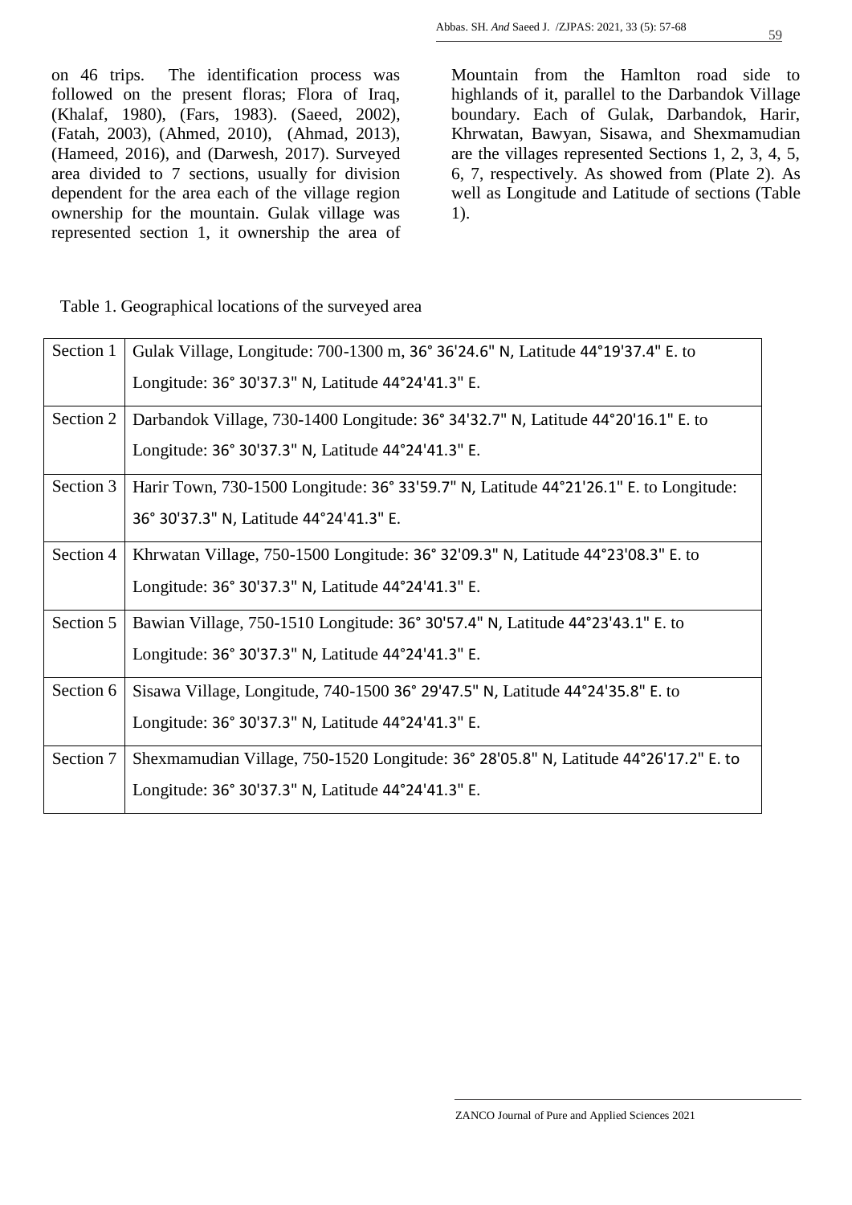on 46 trips. The identification process was followed on the present floras; Flora of Iraq, (Khalaf, 1980), (Fars, 1983). (Saeed, 2002), (Fatah, 2003), (Ahmed, 2010), (Ahmad, 2013), (Hameed, 2016), and (Darwesh, 2017). Surveyed area divided to 7 sections, usually for division dependent for the area each of the village region ownership for the mountain. Gulak village was represented section 1, it ownership the area of Mountain from the Hamlton road side to highlands of it, parallel to the Darbandok Village boundary. Each of Gulak, Darbandok, Harir, Khrwatan, Bawyan, Sisawa, and Shexmamudian are the villages represented Sections 1, 2, 3, 4, 5, 6, 7, respectively. As showed from (Plate 2). As well as Longitude and Latitude of sections (Table 1).

Table 1. Geographical locations of the surveyed area

| | |
|---|---|
| Section 1 | Gulak Village, Longitude: 700-1300 m, 36° 36'24.6" N, Latitude 44°19'37.4" E. to Longitude: 36° 30'37.3" N, Latitude 44°24'41.3" E. |
| Section 2 | Darbandok Village, 730-1400 Longitude: 36° 34'32.7" N, Latitude 44°20'16.1" E. to Longitude: 36° 30'37.3" N, Latitude 44°24'41.3" E. |
| Section 3 | Harir Town, 730-1500 Longitude: 36° 33'59.7" N, Latitude 44°21'26.1" E. to Longitude: 36° 30'37.3" N, Latitude 44°24'41.3" E. |
| Section 4 | Khrwatan Village, 750-1500 Longitude: 36° 32'09.3" N, Latitude 44°23'08.3" E. to Longitude: 36° 30'37.3" N, Latitude 44°24'41.3" E. |
| Section 5 | Bawian Village, 750-1510 Longitude: 36° 30'57.4" N, Latitude 44°23'43.1" E. to Longitude: 36° 30'37.3" N, Latitude 44°24'41.3" E. |
| Section 6 | Sisawa Village, Longitude, 740-1500 36° 29'47.5" N, Latitude 44°24'35.8" E. to Longitude: 36° 30'37.3" N, Latitude 44°24'41.3" E. |
| Section 7 | Shexmamudian Village, 750-1520 Longitude: 36° 28'05.8" N, Latitude 44°26'17.2" E. to Longitude: 36° 30'37.3" N, Latitude 44°24'41.3" E. |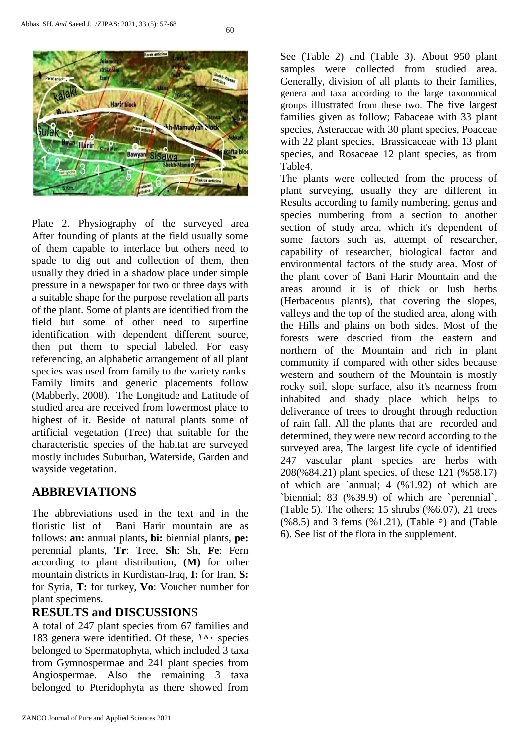Plate 2. Physiography of the surveyed area After founding of plants at the field usually some of them capable to interlace but others need to spade to dig out and collection of them, then usually they dried in a shadow place under simple pressure in a newspaper for two or three days with a suitable shape for the purpose revelation all parts of the plant. Some of plants are identified from the field but some of other need to superfine identification with dependent different source, then put them to special labeled. For easy referencing, an alphabetic arrangement of all plant species was used from family to the variety ranks. Family limits and generic placements follow (Mabberly, 2008). The Longitude and Latitude of studied area are received from lowermost place to highest of it. Beside of natural plants some of artificial vegetation (Tree) that suitable for the characteristic species of the habitat are surveyed mostly includes Suburban, Waterside, Garden and wayside vegetation.

## ABBREVIATIONS

The abbreviations used in the text and in the floristic list of Bani Harir mountain are as follows: **an:** annual plants**, bi:** biennial plants, **pe:** perennial plants, **Tr**: Tree, **Sh**: Sh, **Fe**: Fern according to plant distribution, **(M)** for other mountain districts in Kurdistan-Iraq, **I:** for Iran, **S:** for Syria, **T:** for turkey, **Vo**: Voucher number for plant specimens.

## RESULTS and DISCUSSIONS

A total of 247 plant species from 67 families and 183 genera were identified. Of these, ١٨٠ species belonged to Spermatophyta, which included 3 taxa from Gymnospermae and 241 plant species from Angiospermae. Also the remaining 3 taxa belonged to Pteridophyta as there showed from See (Table 2) and (Table 3). About 950 plant samples were collected from studied area. Generally, division of all plants to their families, genera and taxa according to the large taxonomical groups illustrated from these two. The five largest families given as follow; Fabaceae with 33 plant species, Asteraceae with 30 plant species, Poaceae with 22 plant species, Brassicaceae with 13 plant species, and Rosaceae 12 plant species, as from Table4.

The plants were collected from the process of plant surveying, usually they are different in Results according to family numbering, genus and species numbering from a section to another section of study area, which it's dependent of some factors such as, attempt of researcher, capability of researcher, biological factor and environmental factors of the study area. Most of the plant cover of Bani Harir Mountain and the areas around it is of thick or lush herbs (Herbaceous plants), that covering the slopes, valleys and the top of the studied area, along with the Hills and plains on both sides. Most of the forests were descried from the eastern and northern of the Mountain and rich in plant community if compared with other sides because western and southern of the Mountain is mostly rocky soil, slope surface, also it's nearness from inhabited and shady place which helps to deliverance of trees to drought through reduction of rain fall. All the plants that are recorded and determined, they were new record according to the surveyed area, The largest life cycle of identified 247 vascular plant species are herbs with 208(%84.21) plant species, of these 121 (%58.17) of which are `annual; 4 (%1.92) of which are `biennial; 83 (%39.9) of which are `perennial`, (Table 5). The others; 15 shrubs (%6.07), 21 trees (%8.5) and 3 ferns (%1.21), (Table ٥) and (Table 6). See list of the flora in the supplement.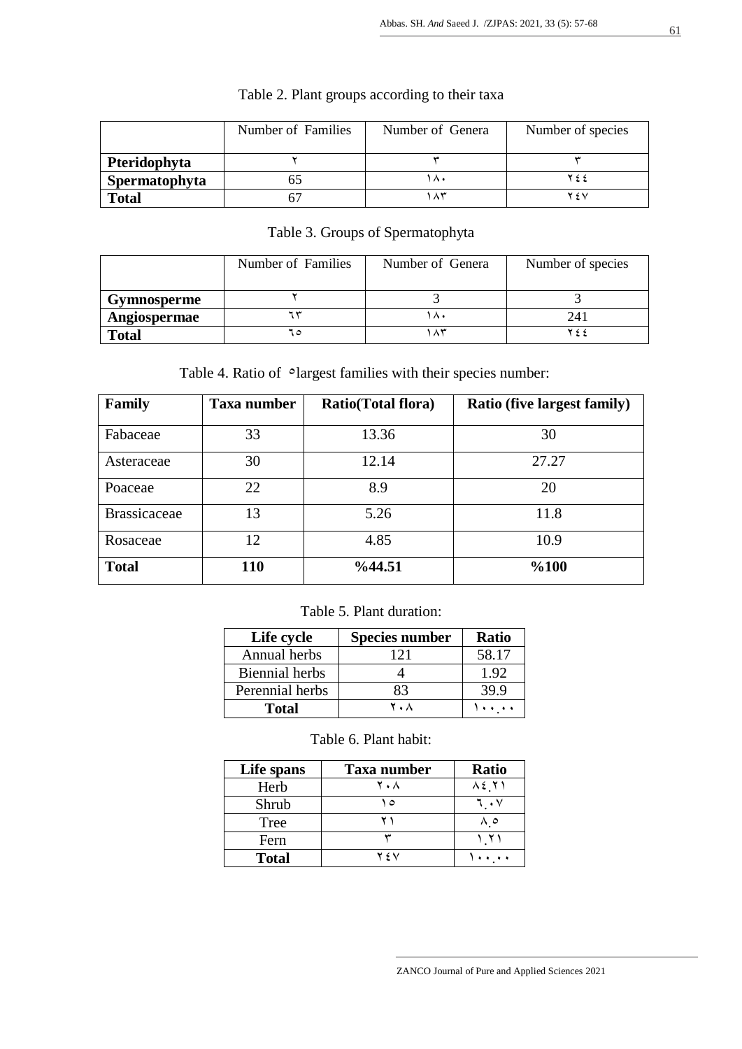Table 2. Plant groups according to their taxa

| | Number of Families | Number of Genera | Number of species |
|---|---|---|---|
| **Pteridophyta** | ٢ | ٣ | ٣ |
| **Spermatophyta** | 65 | ١٨٠ | ٢٤٤ |
| **Total** | 67 | ١٨٣ | ٢٤٧ |

Table 3. Groups of Spermatophyta

| | Number of Families | Number of Genera | Number of species |
|---|---|---|---|
| **Gymnosperme** | ٢ | 3 | 3 |
| **Angiospermae** | ٦٣ | ١٨٠ | 241 |
| **Total** | ٦٥ | ١٨٣ | ٢٤٤ |

Table 4. Ratio of ٥largest families with their species number:

| Family | Taxa number | Ratio(Total flora) | Ratio (five largest family) |
|---|---|---|---|
| Fabaceae | 33 | 13.36 | 30 |
| Asteraceae | 30 | 12.14 | 27.27 |
| Poaceae | 22 | 8.9 | 20 |
| Brassicaceae | 13 | 5.26 | 11.8 |
| Rosaceae | 12 | 4.85 | 10.9 |
| **Total** | **110** | **%44.51** | **%100** |

Table 5. Plant duration:

| Life cycle | Species number | Ratio |
|---|---|---|
| Annual herbs | 121 | 58.17 |
| Biennial herbs | 4 | 1.92 |
| Perennial herbs | 83 | 39.9 |
| **Total** | ٢٠٨ | ١٠٠.٠٠ |

Table 6. Plant habit:

| Life spans | Taxa number | Ratio |
|---|---|---|
| Herb | ٢٠٨ | ٨٤.٢١ |
| Shrub | ١٥ | ٦.٠٧ |
| Tree | ٢١ | ٨.٥ |
| Fern | ٣ | ١.٢١ |
| **Total** | ٢٤٧ | ١٠٠.٠٠ |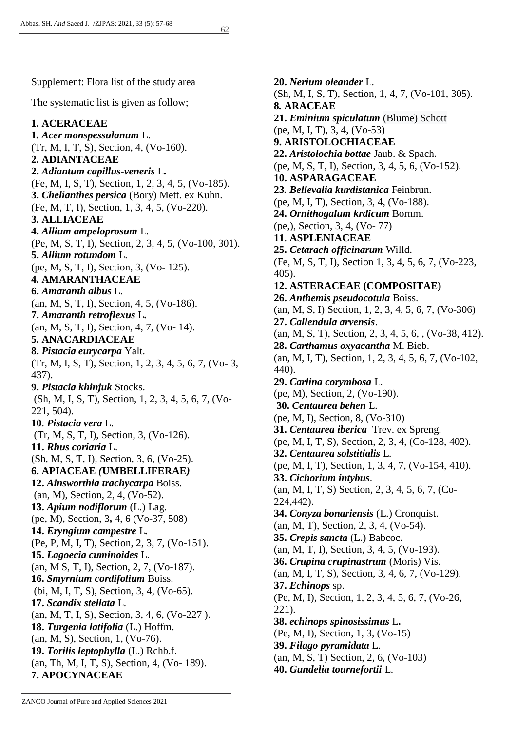Supplement: Flora list of the study area

The systematic list is given as follow;

**1. ACERACEAE**

**1.** ***Acer monspessulanum*** L.
(Tr, M, I, T, S), Section, 4, (Vo-160).

**2. ADIANTACEAE**

**2.** ***Adiantum capillus-veneris*** L**.**
(Fe, M, I, S, T), Section, 1, 2, 3, 4, 5, (Vo-185).

**3.** ***Chelianthes persica*** (Bory) Mett. ex Kuhn.
(Fe, M, T, I), Section, 1, 3, 4, 5, (Vo-220).

**3. ALLIACEAE**

**4.** ***Allium ampeloprosum*** L.
(Pe, M, S, T, I), Section, 2, 3, 4, 5, (Vo-100, 301).

**5.** ***Allium rotundom*** L.
(pe, M, S, T, I), Section, 3, (Vo- 125).

**4. AMARANTHACEAE**

**6.** ***Amaranth albus*** L.
(an, M, S, T, I), Section, 4, 5, (Vo-186).

**7.** ***Amaranth retroflexus*** L**.**
(an, M, S, T, I), Section, 4, 7, (Vo- 14).

**5. ANACARDIACEAE**

**8.** ***Pistacia eurycarpa*** Yalt.
(Tr, M, I, S, T), Section, 1, 2, 3, 4, 5, 6, 7, (Vo- 3, 437).

**9.** ***Pistacia khinjuk*** Stocks.
(Sh, M, I, S, T), Section, 1, 2, 3, 4, 5, 6, 7, (Vo-221, 504).

**10**. ***Pistacia vera*** L.
(Tr, M, S, T, I), Section, 3, (Vo-126).

**11.** ***Rhus coriaria*** L.
(Sh, M, S, T, I), Section, 3, 6, (Vo-25).

**6. APIACEAE *(*UMBELLIFERAE*)***

**12.** ***Ainsworthia trachycarpa*** Boiss.
(an, M), Section, 2, 4, (Vo-52).

**13.** ***Apium nodiflorum*** (L.) Lag.
(pe, M), Section, 3**,** 4, 6 (Vo-37, 508)

**14.** ***Eryngium campestre*** L**.**
(Pe, P, M, I, T), Section, 2, 3, 7, (Vo-151).

**15.** ***Lagoecia cuminoides*** L.
(an, M S, T, I), Section, 2, 7, (Vo-187).

**16.** ***Smyrnium cordifolium*** Boiss.
(bi, M, I, T, S), Section, 3, 4, (Vo-65).

**17.** ***Scandix stellata*** L.
(an, M, T, I, S), Section, 3, 4, 6, (Vo-227 ).

**18.** ***Turgenia latifolia*** (L.) Hoffm.
(an, M, S), Section, 1, (Vo-76).

**19.** ***Torilis leptophylla*** (L.) Rchb.f.
(an, Th, M, I, T, S), Section, 4, (Vo- 189).

**7. APOCYNACEAE**

**20.** ***Nerium oleander*** L.
(Sh, M, I, S, T), Section, 1, 4, 7, (Vo-101, 305).

**8. ARACEAE**

**21.** ***Eminium spiculatum*** (Blume) Schott
(pe, M, I, T), 3, 4, (Vo-53)

**9. ARISTOLOCHIACEAE**

**22.** ***Aristolochia bottae*** Jaub. & Spach.
(pe, M, S, T, I), Section, 3, 4, 5, 6, (Vo-152).

**10. ASPARAGACEAE**

**23.** ***Bellevalia kurdistanica*** Feinbrun.
(pe, M, I, T), Section, 3, 4, (Vo-188).

**24.** ***Ornithogalum krdicum*** Bornm.
(pe,), Section, 3, 4, (Vo- 77)

**11**. **ASPLENIACEAE**

**25.** ***Cetarach officinarum*** Willd.
(Fe, M, S, T, I), Section 1, 3, 4, 5, 6, 7, (Vo-223, 405).

**12. ASTERACEAE (COMPOSITAE)**

**26.** ***Anthemis pseudocotula*** Boiss.
(an, M, S, I) Section, 1, 2, 3, 4, 5, 6, 7, (Vo-306)

**27.** ***Callendula arvensis***.
(an, M, S, T), Section, 2, 3, 4, 5, 6, , (Vo-38, 412).

**28.** ***Carthamus oxyacantha*** M. Bieb.
(an, M, I, T), Section, 1, 2, 3, 4, 5, 6, 7, (Vo-102, 440).

**29.** ***Carlina corymbosa*** L.
(pe, M), Section, 2, (Vo-190).

**30.** ***Centaurea behen*** L.
(pe, M, I), Section, 8, (Vo-310)

**31.** ***Centaurea iberica*** Trev. ex Spreng.
(pe, M, I, T, S), Section, 2, 3, 4, (Co-128, 402).

**32.** ***Centaurea solstitialis*** L.
(pe, M, I, T), Section, 1, 3, 4, 7, (Vo-154, 410).

**33.** ***Cichorium intybus***.
(an, M, I, T, S) Section, 2, 3, 4, 5, 6, 7, (Co-224,442).

**34.** ***Conyza bonariensis*** (L.) Cronquist.
(an, M, T), Section, 2, 3, 4, (Vo-54).

**35.** ***Crepis sancta*** (L.) Babcoc.
(an, M, T, I), Section, 3, 4, 5, (Vo-193).

**36.** ***Crupina crupinastrum*** (Moris) Vis.
(an, M, I, T, S), Section, 3, 4, 6, 7, (Vo-129).

**37.** ***Echinops*** sp.
(Pe, M, I), Section, 1, 2, 3, 4, 5, 6, 7, (Vo-26, 221).

**38.** ***echinops spinosissimus*** L**.**
(Pe, M, I), Section, 1, 3, (Vo-15)

**39.** ***Filago pyramidata*** L.
(an, M, S, T) Section, 2, 6, (Vo-103)

**40.** ***Gundelia tournefortii*** L.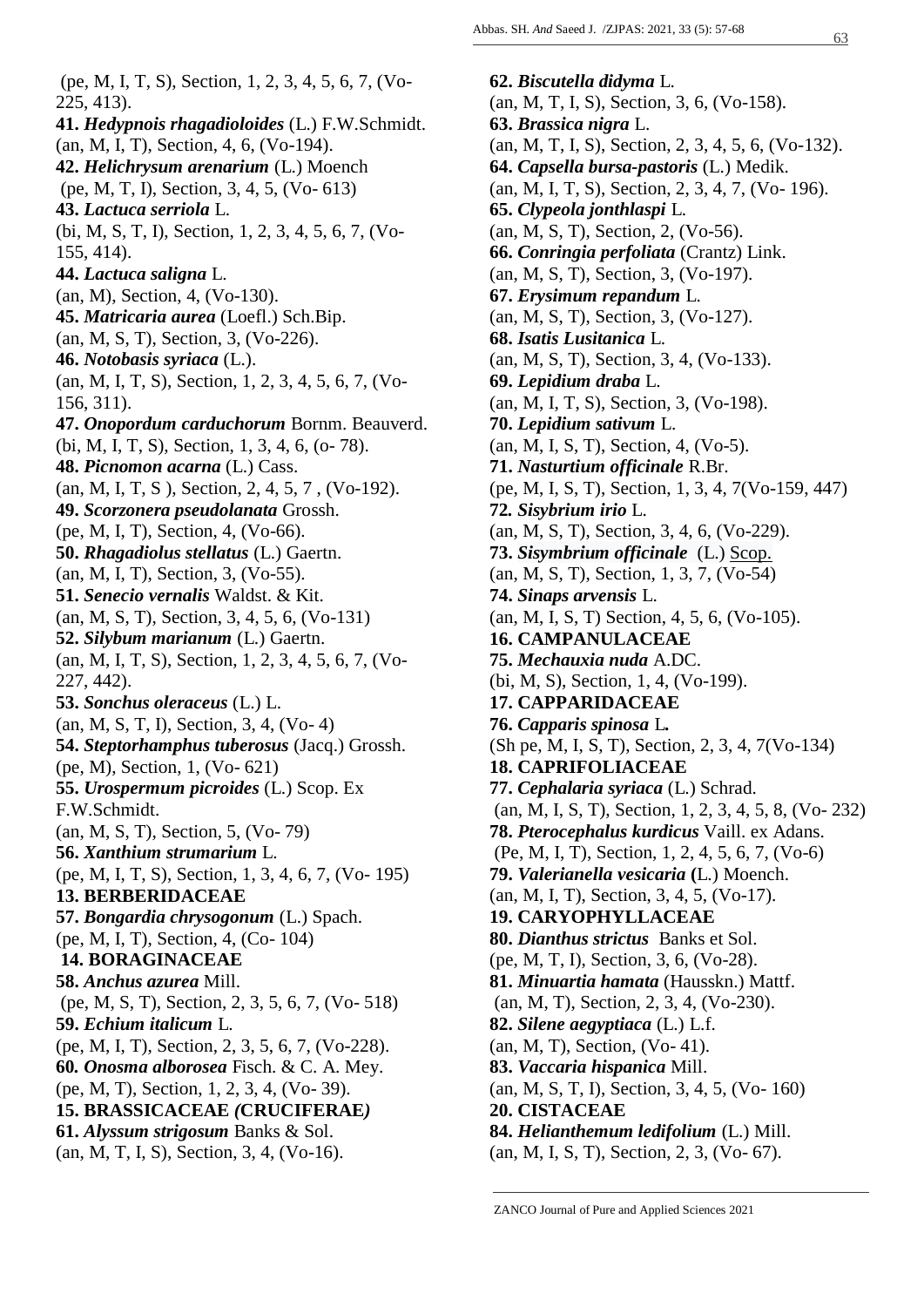(pe, M, I, T, S), Section, 1, 2, 3, 4, 5, 6, 7, (Vo-225, 413).

**41.** ***Hedypnois rhagadioloides*** (L.) F.W.Schmidt.
(an, M, I, T), Section, 4, 6, (Vo-194).

**42.** ***Helichrysum arenarium*** (L.) Moench
(pe, M, T, I), Section, 3, 4, 5, (Vo- 613)

**43.** ***Lactuca serriola*** L.
(bi, M, S, T, I), Section, 1, 2, 3, 4, 5, 6, 7, (Vo-155, 414).

**44.** ***Lactuca saligna*** L.
(an, M), Section, 4, (Vo-130).

**45.** ***Matricaria aurea*** (Loefl.) Sch.Bip.
(an, M, S, T), Section, 3, (Vo-226).

**46.** ***Notobasis syriaca*** (L.).
(an, M, I, T, S), Section, 1, 2, 3, 4, 5, 6, 7, (Vo-156, 311).

**47.** ***Onopordum carduchorum*** Bornm. Beauverd.
(bi, M, I, T, S), Section, 1, 3, 4, 6, (o- 78).

**48.** ***Picnomon acarna*** (L.) Cass.
(an, M, I, T, S ), Section, 2, 4, 5, 7 , (Vo-192).

**49.** ***Scorzonera pseudolanata*** Grossh.
(pe, M, I, T), Section, 4, (Vo-66).

**50.** ***Rhagadiolus stellatus*** (L.) Gaertn.
(an, M, I, T), Section, 3, (Vo-55).

**51.** ***Senecio vernalis*** Waldst. & Kit.
(an, M, S, T), Section, 3, 4, 5, 6, (Vo-131)

**52.** ***Silybum marianum*** (L.) Gaertn.
(an, M, I, T, S), Section, 1, 2, 3, 4, 5, 6, 7, (Vo-227, 442).

**53.** ***Sonchus oleraceus*** (L.) L.
(an, M, S, T, I), Section, 3, 4, (Vo- 4)

**54.** ***Steptorhamphus tuberosus*** (Jacq.) Grossh.
(pe, M), Section, 1, (Vo- 621)

**55.** ***Urospermum picroides*** (L.) Scop. Ex F.W.Schmidt.
(an, M, S, T), Section, 5, (Vo- 79)

**56.** ***Xanthium strumarium*** L.
(pe, M, I, T, S), Section, 1, 3, 4, 6, 7, (Vo- 195)

**13. BERBERIDACEAE**

**57.** ***Bongardia chrysogonum*** (L.) Spach.
(pe, M, I, T), Section, 4, (Co- 104)

**14. BORAGINACEAE**

**58.** ***Anchus azurea*** Mill.
(pe, M, S, T), Section, 2, 3, 5, 6, 7, (Vo- 518)

**59.** ***Echium italicum*** L.
(pe, M, I, T), Section, 2, 3, 5, 6, 7, (Vo-228).

**60.** ***Onosma alborosea*** Fisch. & C. A. Mey.
(pe, M, T), Section, 1, 2, 3, 4, (Vo- 39).

**15. BRASSICACEAE *(*CRUCIFERAE*)***

**61.** ***Alyssum strigosum*** Banks & Sol.
(an, M, T, I, S), Section, 3, 4, (Vo-16).

**62.** ***Biscutella didyma*** L.
(an, M, T, I, S), Section, 3, 6, (Vo-158).

**63.** ***Brassica nigra*** L.
(an, M, T, I, S), Section, 2, 3, 4, 5, 6, (Vo-132).

**64.** ***Capsella bursa-pastoris*** (L.) Medik.
(an, M, I, T, S), Section, 2, 3, 4, 7, (Vo- 196).

**65.** ***Clypeola jonthlaspi*** L.
(an, M, S, T), Section, 2, (Vo-56).

**66.** ***Conringia perfoliata*** (Crantz) Link.
(an, M, S, T), Section, 3, (Vo-197).

**67.** ***Erysimum repandum*** L.
(an, M, S, T), Section, 3, (Vo-127).

**68.** ***Isatis Lusitanica*** L.
(an, M, S, T), Section, 3, 4, (Vo-133).

**69.** ***Lepidium draba*** L.
(an, M, I, T, S), Section, 3, (Vo-198).

**70.** ***Lepidium sativum*** L.
(an, M, I, S, T), Section, 4, (Vo-5).

**71.** ***Nasturtium officinale*** R.Br.
(pe, M, I, S, T), Section, 1, 3, 4, 7(Vo-159, 447)

**72.** ***Sisybrium irio*** L.
(an, M, S, T), Section, 3, 4, 6, (Vo-229).

**73.** ***Sisymbrium officinale*** (L.) Scop.
(an, M, S, T), Section, 1, 3, 7, (Vo-54)

**74.** ***Sinaps arvensis*** L.
(an, M, I, S, T) Section, 4, 5, 6, (Vo-105).

**16. CAMPANULACEAE**

**75.** ***Mechauxia nuda*** A.DC.
(bi, M, S), Section, 1, 4, (Vo-199).

**17. CAPPARIDACEAE**

**76.** ***Capparis spinosa*** L.
(Sh pe, M, I, S, T), Section, 2, 3, 4, 7(Vo-134)

**18. CAPRIFOLIACEAE**

**77.** ***Cephalaria syriaca*** (L.) Schrad.
(an, M, I, S, T), Section, 1, 2, 3, 4, 5, 8, (Vo- 232)

**78.** ***Pterocephalus kurdicus*** Vaill. ex Adans.
(Pe, M, I, T), Section, 1, 2, 4, 5, 6, 7, (Vo-6)

**79.** ***Valerianella vesicaria*** (L.) Moench.
(an, M, I, T), Section, 3, 4, 5, (Vo-17).

**19. CARYOPHYLLACEAE**

**80.** ***Dianthus strictus*** Banks et Sol.
(pe, M, T, I), Section, 3, 6, (Vo-28).

**81.** ***Minuartia hamata*** (Hausskn.) Mattf.
(an, M, T), Section, 2, 3, 4, (Vo-230).

**82.** ***Silene aegyptiaca*** (L.) L.f.
(an, M, T), Section, (Vo- 41).

**83.** ***Vaccaria hispanica*** Mill.
(an, M, S, T, I), Section, 3, 4, 5, (Vo- 160)

**20. CISTACEAE**

**84.** ***Helianthemum ledifolium*** (L.) Mill.
(an, M, I, S, T), Section, 2, 3, (Vo- 67).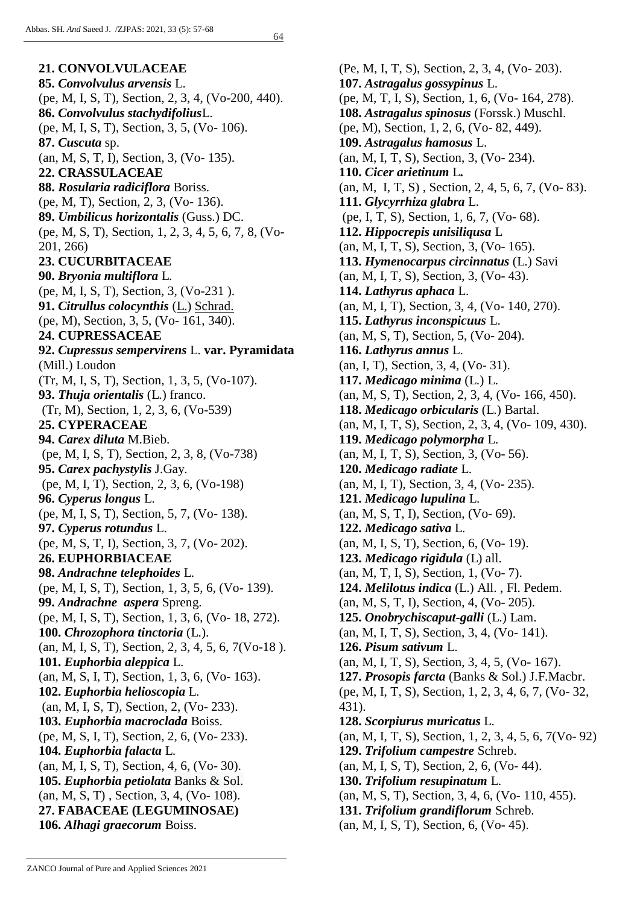**21. CONVOLVULACEAE**

**85.** ***Convolvulus arvensis*** L.
(pe, M, I, S, T), Section, 2, 3, 4, (Vo-200, 440).

**86.** ***Convolvulus stachydifolius***L.
(pe, M, I, S, T), Section, 3, 5, (Vo- 106).

**87.** ***Cuscuta*** sp.
(an, M, S, T, I), Section, 3, (Vo- 135).

**22. CRASSULACEAE**

**88.** ***Rosularia radiciflora*** Boriss.
(pe, M, T), Section, 2, 3, (Vo- 136).

**89.** ***Umbilicus horizontalis*** (Guss.) DC.
(pe, M, S, T), Section, 1, 2, 3, 4, 5, 6, 7, 8, (Vo-201, 266)

**23. CUCURBITACEAE**

**90.** ***Bryonia multiflora*** L.
(pe, M, I, S, T), Section, 3, (Vo-231 ).

**91.** ***Citrullus colocynthis*** (L.) Schrad.
(pe, M), Section, 3, 5, (Vo- 161, 340).

**24. CUPRESSACEAE**

**92.** ***Cupressus sempervirens*** L. **var. Pyramidata** (Mill.) Loudon
(Tr, M, I, S, T), Section, 1, 3, 5, (Vo-107).

**93.** ***Thuja orientalis*** (L.) franco.
(Tr, M), Section, 1, 2, 3, 6, (Vo-539)

**25. CYPERACEAE**

**94.** ***Carex diluta*** M.Bieb.
(pe, M, I, S, T), Section, 2, 3, 8, (Vo-738)

**95.** ***Carex pachystylis*** J.Gay.
(pe, M, I, T), Section, 2, 3, 6, (Vo-198)

**96.** ***Cyperus longus*** L.
(pe, M, I, S, T), Section, 5, 7, (Vo- 138).

**97.** ***Cyperus rotundus*** L.
(pe, M, S, T, I), Section, 3, 7, (Vo- 202).

**26. EUPHORBIACEAE**

**98.** ***Andrachne telephoides*** L.
(pe, M, I, S, T), Section, 1, 3, 5, 6, (Vo- 139).

**99.** ***Andrachne aspera*** Spreng.
(pe, M, I, S, T), Section, 1, 3, 6, (Vo- 18, 272).

**100.** ***Chrozophora tinctoria*** (L.).
(an, M, I, S, T), Section, 2, 3, 4, 5, 6, 7(Vo-18 ).

**101.** ***Euphorbia aleppica*** L.
(an, M, S, I, T), Section, 1, 3, 6, (Vo- 163).

**102.** ***Euphorbia helioscopia*** L.
(an, M, I, S, T), Section, 2, (Vo- 233).

**103.** ***Euphorbia macroclada*** Boiss.
(pe, M, S, I, T), Section, 2, 6, (Vo- 233).

**104.** ***Euphorbia falacta*** L.
(an, M, I, S, T), Section, 4, 6, (Vo- 30).

**105.** ***Euphorbia petiolata*** Banks & Sol.
(an, M, S, T) , Section, 3, 4, (Vo- 108).

**27. FABACEAE (LEGUMINOSAE)**

**106.** ***Alhagi graecorum*** Boiss.
(Pe, M, I, T, S), Section, 2, 3, 4, (Vo- 203).

**107.** ***Astragalus gossypinus*** L.
(pe, M, T, I, S), Section, 1, 6, (Vo- 164, 278).

**108.** ***Astragalus spinosus*** (Forssk.) Muschl.
(pe, M), Section, 1, 2, 6, (Vo- 82, 449).

**109.** ***Astragalus hamosus*** L.
(an, M, I, T, S), Section, 3, (Vo- 234).

**110.** ***Cicer arietinum*** L**.**
(an, M, I, T, S) , Section, 2, 4, 5, 6, 7, (Vo- 83).

**111.** ***Glycyrrhiza glabra*** L.
(pe, I, T, S), Section, 1, 6, 7, (Vo- 68).

**112.** ***Hippocrepis unisiliqusa*** L
(an, M, I, T, S), Section, 3, (Vo- 165).

**113.** ***Hymenocarpus circinnatus*** (L.) Savi
(an, M, I, T, S), Section, 3, (Vo- 43).

**114.** ***Lathyrus aphaca*** L.
(an, M, I, T), Section, 3, 4, (Vo- 140, 270).

**115.** ***Lathyrus inconspicuus*** L.
(an, M, S, T), Section, 5, (Vo- 204).

**116.** ***Lathyrus annus*** L.
(an, I, T), Section, 3, 4, (Vo- 31).

**117.** ***Medicago minima*** (L.) L.
(an, M, S, T), Section, 2, 3, 4, (Vo- 166, 450).

**118.** ***Medicago orbicularis*** (L.) Bartal.
(an, M, I, T, S), Section, 2, 3, 4, (Vo- 109, 430).

**119.** ***Medicago polymorpha*** L.
(an, M, I, T, S), Section, 3, (Vo- 56).

**120.** ***Medicago radiate*** L.
(an, M, I, T), Section, 3, 4, (Vo- 235).

**121.** ***Medicago lupulina*** L.
(an, M, S, T, I), Section, (Vo- 69).

**122.** ***Medicago sativa*** L.
(an, M, I, S, T), Section, 6, (Vo- 19).

**123.** ***Medicago rigidula*** (L) all.
(an, M, T, I, S), Section, 1, (Vo- 7).

**124.** ***Melilotus indica*** (L.) All. , Fl. Pedem.
(an, M, S, T, I), Section, 4, (Vo- 205).

**125.** ***Onobrychiscaput-galli*** (L.) Lam.
(an, M, I, T, S), Section, 3, 4, (Vo- 141).

**126.** ***Pisum sativum*** L.
(an, M, I, T, S), Section, 3, 4, 5, (Vo- 167).

**127.** ***Prosopis farcta*** (Banks & Sol.) J.F.Macbr.
(pe, M, I, T, S), Section, 1, 2, 3, 4, 6, 7, (Vo- 32, 431).

**128.** ***Scorpiurus muricatus*** L.
(an, M, I, T, S), Section, 1, 2, 3, 4, 5, 6, 7(Vo- 92)

**129.** ***Trifolium campestre*** Schreb.
(an, M, I, S, T), Section, 2, 6, (Vo- 44).

**130.** ***Trifolium resupinatum*** L.
(an, M, S, T), Section, 3, 4, 6, (Vo- 110, 455).

**131.** ***Trifolium grandiflorum*** Schreb.
(an, M, I, S, T), Section, 6, (Vo- 45).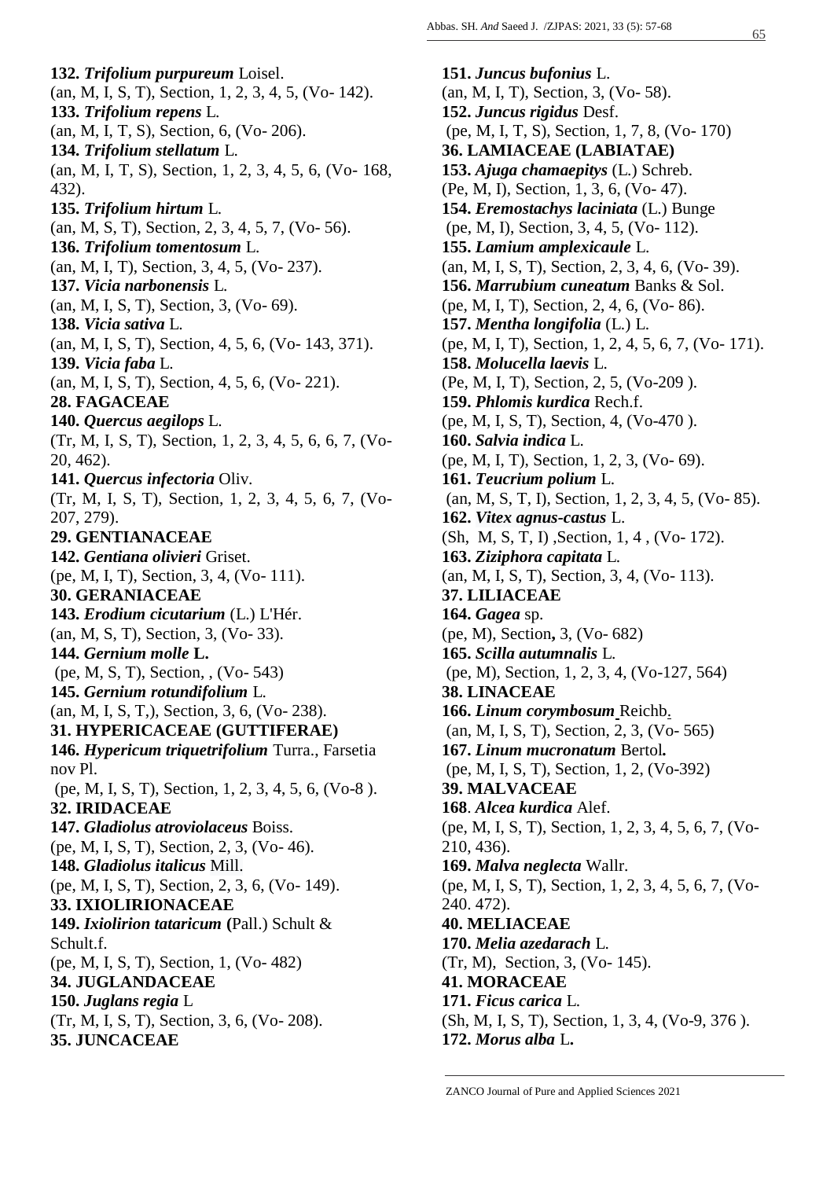**132.** ***Trifolium purpureum*** Loisel.
(an, M, I, S, T), Section, 1, 2, 3, 4, 5, (Vo- 142).

**133.** ***Trifolium repens*** L.
(an, M, I, T, S), Section, 6, (Vo- 206).

**134.** ***Trifolium stellatum*** L.
(an, M, I, T, S), Section, 1, 2, 3, 4, 5, 6, (Vo- 168, 432).

**135.** ***Trifolium hirtum*** L.
(an, M, S, T), Section, 2, 3, 4, 5, 7, (Vo- 56).

**136.** ***Trifolium tomentosum*** L.
(an, M, I, T), Section, 3, 4, 5, (Vo- 237).

**137.** ***Vicia narbonensis*** L.
(an, M, I, S, T), Section, 3, (Vo- 69).

**138.** ***Vicia sativa*** L.
(an, M, I, S, T), Section, 4, 5, 6, (Vo- 143, 371).

**139.** ***Vicia faba*** L.
(an, M, I, S, T), Section, 4, 5, 6, (Vo- 221).

**28. FAGACEAE**

**140.** ***Quercus aegilops*** L.
(Tr, M, I, S, T), Section, 1, 2, 3, 4, 5, 6, 6, 7, (Vo- 20, 462).

**141.** ***Quercus infectoria*** Oliv.
(Tr, M, I, S, T), Section, 1, 2, 3, 4, 5, 6, 7, (Vo- 207, 279).

**29. GENTIANACEAE**

**142.** ***Gentiana olivieri*** Griset.
(pe, M, I, T), Section, 3, 4, (Vo- 111).

**30. GERANIACEAE**

**143.** ***Erodium cicutarium*** (L.) L'Hér.
(an, M, S, T), Section, 3, (Vo- 33).

**144.** ***Gernium molle*** **L.**
(pe, M, S, T), Section, , (Vo- 543)

**145.** ***Gernium rotundifolium*** L.
(an, M, I, S, T,), Section, 3, 6, (Vo- 238).

**31. HYPERICACEAE (GUTTIFERAE)**

**146.** ***Hypericum triquetrifolium*** Turra., Farsetia nov Pl.
(pe, M, I, S, T), Section, 1, 2, 3, 4, 5, 6, (Vo-8 ).

**32. IRIDACEAE**

**147.** ***Gladiolus atroviolaceus*** Boiss.
(pe, M, I, S, T), Section, 2, 3, (Vo- 46).

**148.** ***Gladiolus italicus*** Mill.
(pe, M, I, S, T), Section, 2, 3, 6, (Vo- 149).

**33. IXIOLIRIONACEAE**

**149.** ***Ixiolirion tataricum*** **(**Pall.) Schult & Schult.f.
(pe, M, I, S, T), Section, 1, (Vo- 482)

**34. JUGLANDACEAE**

**150.** ***Juglans regia*** L
(Tr, M, I, S, T), Section, 3, 6, (Vo- 208).

**35. JUNCACEAE**

**151.** ***Juncus bufonius*** L.
(an, M, I, T), Section, 3, (Vo- 58).

**152.** ***Juncus rigidus*** Desf.
(pe, M, I, T, S), Section, 1, 7, 8, (Vo- 170)

**36. LAMIACEAE (LABIATAE)**

**153.** ***Ajuga chamaepitys*** (L.) Schreb.
(Pe, M, I), Section, 1, 3, 6, (Vo- 47).

**154.** ***Eremostachys laciniata*** (L.) Bunge
(pe, M, I), Section, 3, 4, 5, (Vo- 112).

**155.** ***Lamium amplexicaule*** L.
(an, M, I, S, T), Section, 2, 3, 4, 6, (Vo- 39).

**156.** ***Marrubium cuneatum*** Banks & Sol.
(pe, M, I, T), Section, 2, 4, 6, (Vo- 86).

**157.** ***Mentha longifolia*** (L.) L.
(pe, M, I, T), Section, 1, 2, 4, 5, 6, 7, (Vo- 171).

**158.** ***Molucella laevis*** L.
(Pe, M, I, T), Section, 2, 5, (Vo-209 ).

**159.** ***Phlomis kurdica*** Rech.f.
(pe, M, I, S, T), Section, 4, (Vo-470 ).

**160.** ***Salvia indica*** L.
(pe, M, I, T), Section, 1, 2, 3, (Vo- 69).

**161.** ***Teucrium polium*** L.
(an, M, S, T, I), Section, 1, 2, 3, 4, 5, (Vo- 85).

**162.** ***Vitex agnus-castus*** L.
(Sh, M, S, T, I) ,Section, 1, 4 , (Vo- 172).

**163.** ***Ziziphora capitata*** L.
(an, M, I, S, T), Section, 3, 4, (Vo- 113).

**37. LILIACEAE**

**164.** ***Gagea*** sp.
(pe, M), Section**,** 3, (Vo- 682)

**165.** ***Scilla autumnalis*** L.
(pe, M), Section, 1, 2, 3, 4, (Vo-127, 564)

**38. LINACEAE**

**166.** ***Linum corymbosum*** Reichb.
(an, M, I, S, T), Section, 2, 3, (Vo- 565)

**167.** ***Linum mucronatum*** Bertol**.**
(pe, M, I, S, T), Section, 1, 2, (Vo-392)

**39. MALVACEAE**

**168**. ***Alcea kurdica*** Alef.
(pe, M, I, S, T), Section, 1, 2, 3, 4, 5, 6, 7, (Vo- 210, 436).

**169.** ***Malva neglecta*** Wallr.
(pe, M, I, S, T), Section, 1, 2, 3, 4, 5, 6, 7, (Vo- 240. 472).

**40. MELIACEAE**

**170.** ***Melia azedarach*** L.
(Tr, M), Section, 3, (Vo- 145).

**41. MORACEAE**

**171.** ***Ficus carica*** L.
(Sh, M, I, S, T), Section, 1, 3, 4, (Vo-9, 376 ).

**172.** ***Morus alba*** L**.**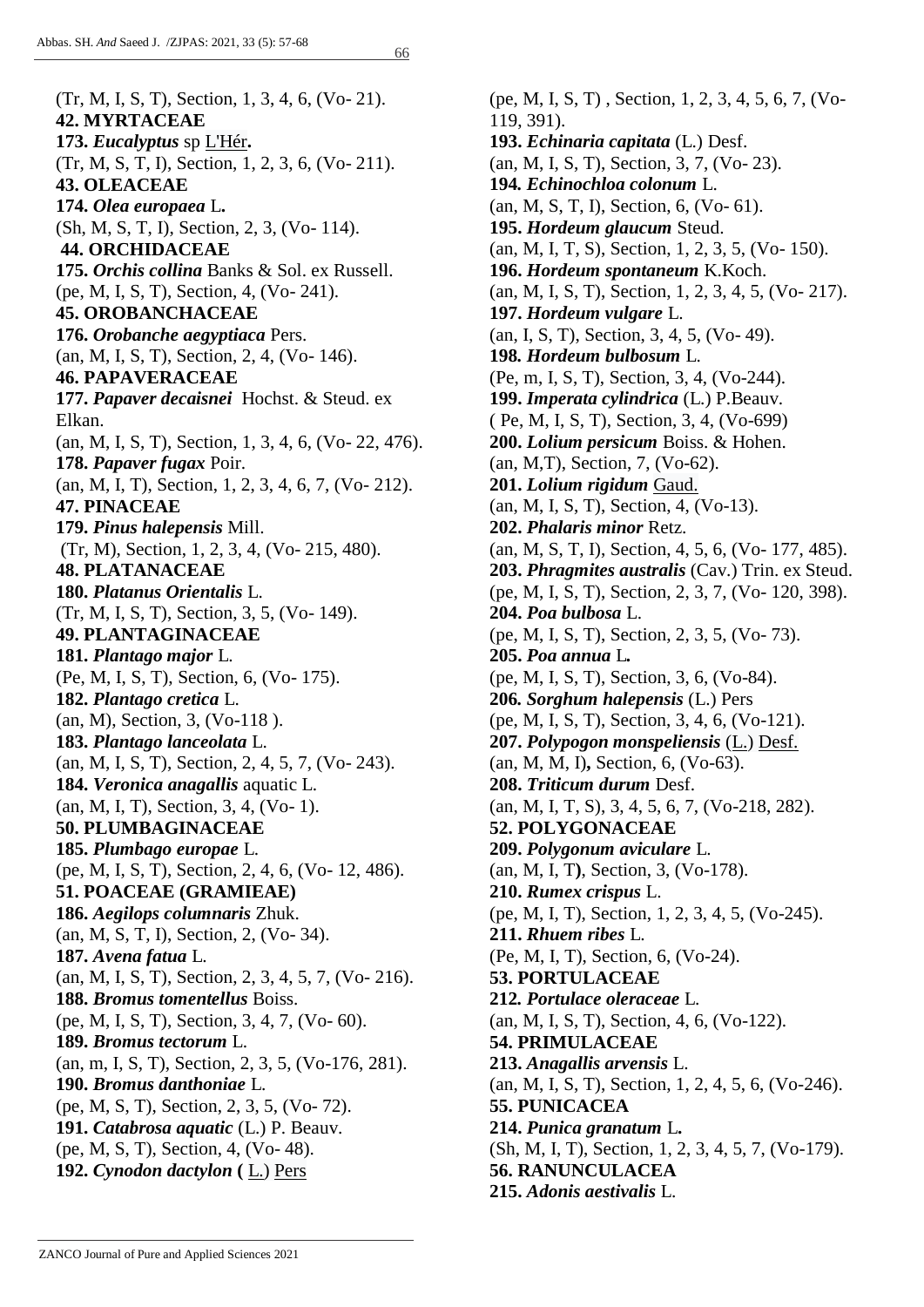(Tr, M, I, S, T), Section, 1, 3, 4, 6, (Vo- 21).

**42. MYRTACEAE**

**173.** ***Eucalyptus*** sp L'Hér**.**

(Tr, M, S, T, I), Section, 1, 2, 3, 6, (Vo- 211).

**43. OLEACEAE**

**174.** ***Olea europaea*** L**.**

(Sh, M, S, T, I), Section, 2, 3, (Vo- 114).

**44. ORCHIDACEAE**

**175.** ***Orchis collina*** Banks & Sol. ex Russell.

(pe, M, I, S, T), Section, 4, (Vo- 241).

**45. OROBANCHACEAE**

**176.** ***Orobanche aegyptiaca*** Pers.

(an, M, I, S, T), Section, 2, 4, (Vo- 146).

**46. PAPAVERACEAE**

**177.** ***Papaver decaisnei*** Hochst. & Steud. ex Elkan.

(an, M, I, S, T), Section, 1, 3, 4, 6, (Vo- 22, 476).

**178.** ***Papaver fugax*** Poir.

(an, M, I, T), Section, 1, 2, 3, 4, 6, 7, (Vo- 212).

**47. PINACEAE**

**179.** ***Pinus halepensis*** Mill.

(Tr, M), Section, 1, 2, 3, 4, (Vo- 215, 480).

**48. PLATANACEAE**

**180.** ***Platanus Orientalis*** L.

(Tr, M, I, S, T), Section, 3, 5, (Vo- 149).

**49. PLANTAGINACEAE**

**181.** ***Plantago major*** L.

(Pe, M, I, S, T), Section, 6, (Vo- 175).

**182.** ***Plantago cretica*** L.

(an, M), Section, 3, (Vo-118 ).

**183.** ***Plantago lanceolata*** L.

(an, M, I, S, T), Section, 2, 4, 5, 7, (Vo- 243).

**184.** ***Veronica anagallis*** aquatic L.

(an, M, I, T), Section, 3, 4, (Vo- 1).

**50. PLUMBAGINACEAE**

**185.** ***Plumbago europae*** L.

(pe, M, I, S, T), Section, 2, 4, 6, (Vo- 12, 486).

**51. POACEAE (GRAMIEAE)**

**186.** ***Aegilops columnaris*** Zhuk.

(an, M, S, T, I), Section, 2, (Vo- 34).

**187.** ***Avena fatua*** L.

(an, M, I, S, T), Section, 2, 3, 4, 5, 7, (Vo- 216).

**188.** ***Bromus tomentellus*** Boiss.

(pe, M, I, S, T), Section, 3, 4, 7, (Vo- 60).

**189.** ***Bromus tectorum*** L.

(an, m, I, S, T), Section, 2, 3, 5, (Vo-176, 281).

**190.** ***Bromus danthoniae*** L.

(pe, M, S, T), Section, 2, 3, 5, (Vo- 72).

**191.** ***Catabrosa aquatic*** (L.) P. Beauv.

(pe, M, S, T), Section, 4, (Vo- 48).

**192.** ***Cynodon dactylon*** **(** L.) Pers

(pe, M, I, S, T) , Section, 1, 2, 3, 4, 5, 6, 7, (Vo- 119, 391).

**193.** ***Echinaria capitata*** (L.) Desf.

(an, M, I, S, T), Section, 3, 7, (Vo- 23).

**194.** ***Echinochloa colonum*** L.

(an, M, S, T, I), Section, 6, (Vo- 61).

**195.** ***Hordeum glaucum*** Steud.

(an, M, I, T, S), Section, 1, 2, 3, 5, (Vo- 150).

**196.** ***Hordeum spontaneum*** K.Koch.

(an, M, I, S, T), Section, 1, 2, 3, 4, 5, (Vo- 217).

**197.** ***Hordeum vulgare*** L.

(an, I, S, T), Section, 3, 4, 5, (Vo- 49).

**198.** ***Hordeum bulbosum*** L.

(Pe, m, I, S, T), Section, 3, 4, (Vo-244).

**199.** ***Imperata cylindrica*** (L.) P.Beauv.

( Pe, M, I, S, T), Section, 3, 4, (Vo-699)

**200.** ***Lolium persicum*** Boiss. & Hohen.

(an, M,T), Section, 7, (Vo-62).

**201.** ***Lolium rigidum*** Gaud.

(an, M, I, S, T), Section, 4, (Vo-13).

**202.** ***Phalaris minor*** Retz.

(an, M, S, T, I), Section, 4, 5, 6, (Vo- 177, 485).

**203.** ***Phragmites australis*** (Cav.) Trin. ex Steud.

(pe, M, I, S, T), Section, 2, 3, 7, (Vo- 120, 398).

**204.** ***Poa bulbosa*** L.

(pe, M, I, S, T), Section, 2, 3, 5, (Vo- 73).

**205.** ***Poa annua*** L**.**

(pe, M, I, S, T), Section, 3, 6, (Vo-84).

**206.** ***Sorghum halepensis*** (L.) Pers

(pe, M, I, S, T), Section, 3, 4, 6, (Vo-121).

**207.** ***Polypogon monspeliensis*** (L.) Desf.

(an, M, M, I)**,** Section, 6, (Vo-63).

**208.** ***Triticum durum*** Desf.

(an, M, I, T, S), 3, 4, 5, 6, 7, (Vo-218, 282).

**52. POLYGONACEAE**

**209.** ***Polygonum aviculare*** L.

(an, M, I, T**)**, Section, 3, (Vo-178).

**210.** ***Rumex crispus*** L.

(pe, M, I, T), Section, 1, 2, 3, 4, 5, (Vo-245).

**211.** ***Rhuem ribes*** L.

(Pe, M, I, T), Section, 6, (Vo-24).

**53. PORTULACEAE**

**212.** ***Portulace oleraceae*** L.

(an, M, I, S, T), Section, 4, 6, (Vo-122).

**54. PRIMULACEAE**

**213.** ***Anagallis arvensis*** L.

(an, M, I, S, T), Section, 1, 2, 4, 5, 6, (Vo-246).

**55. PUNICACEA**

**214.** ***Punica granatum*** L**.**

(Sh, M, I, T), Section, 1, 2, 3, 4, 5, 7, (Vo-179).

**56. RANUNCULACEA**

**215.** ***Adonis aestivalis*** L.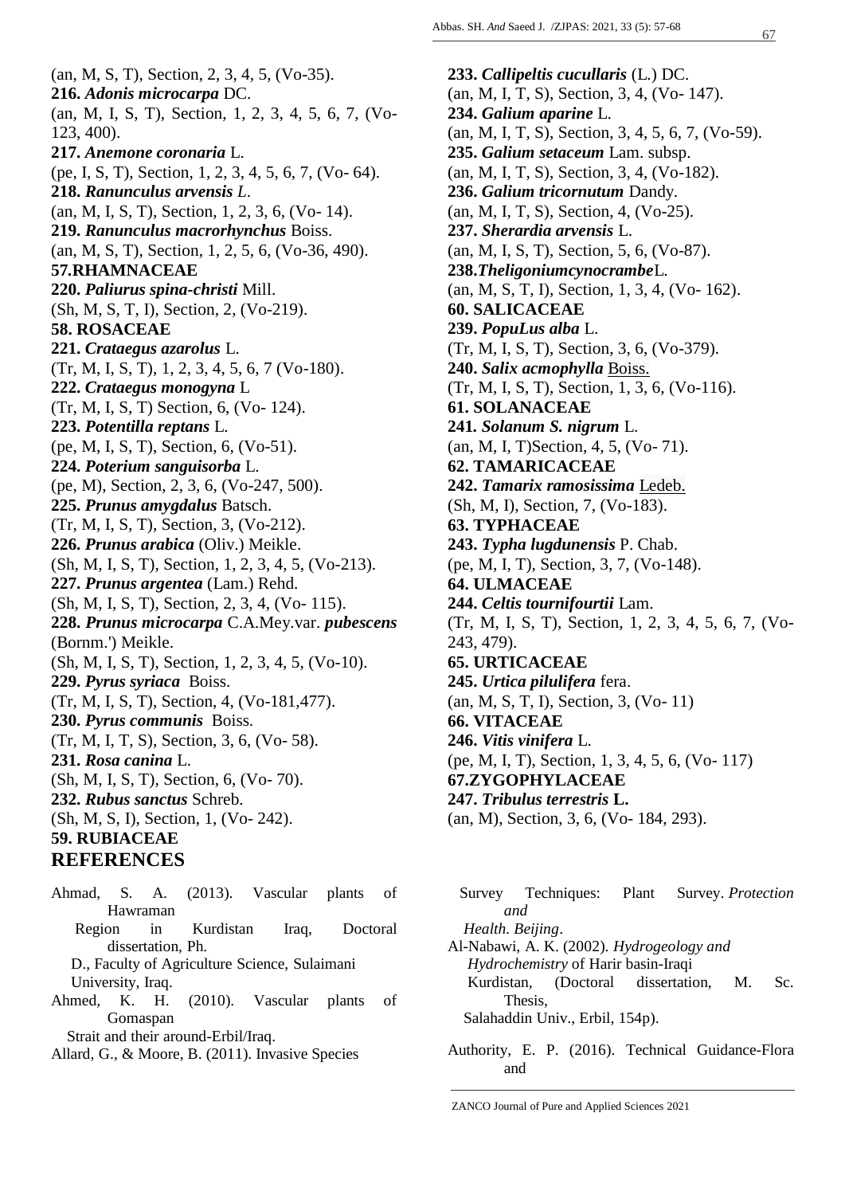(an, M, S, T), Section, 2, 3, 4, 5, (Vo-35).

**216.** ***Adonis microcarpa*** DC.

(an, M, I, S, T), Section, 1, 2, 3, 4, 5, 6, 7, (Vo-123, 400).

**217.** ***Anemone coronaria*** L.

(pe, I, S, T), Section, 1, 2, 3, 4, 5, 6, 7, (Vo- 64).

**218.** ***Ranunculus arvensis*** *L*.

(an, M, I, S, T), Section, 1, 2, 3, 6, (Vo- 14).

**219.** ***Ranunculus macrorhynchus*** Boiss.

(an, M, S, T), Section, 1, 2, 5, 6, (Vo-36, 490).

**57.RHAMNACEAE**

**220.** ***Paliurus spina-christi*** Mill.

(Sh, M, S, T, I), Section, 2, (Vo-219).

**58. ROSACEAE**

**221.** ***Crataegus azarolus*** L.

(Tr, M, I, S, T), 1, 2, 3, 4, 5, 6, 7 (Vo-180).

**222.** ***Crataegus monogyna*** L

(Tr, M, I, S, T) Section, 6, (Vo- 124).

**223.** ***Potentilla reptans*** L.

(pe, M, I, S, T), Section, 6, (Vo-51).

**224.** ***Poterium sanguisorba*** L.

(pe, M), Section, 2, 3, 6, (Vo-247, 500).

**225.** ***Prunus amygdalus*** Batsch.

(Tr, M, I, S, T), Section, 3, (Vo-212).

**226.** ***Prunus arabica*** (Oliv.) Meikle.

(Sh, M, I, S, T), Section, 1, 2, 3, 4, 5, (Vo-213).

**227.** ***Prunus argentea*** (Lam.) Rehd.

(Sh, M, I, S, T), Section, 2, 3, 4, (Vo- 115).

**228.** ***Prunus microcarpa*** C.A.Mey.var. ***pubescens*** (Bornm.') Meikle.

(Sh, M, I, S, T), Section, 1, 2, 3, 4, 5, (Vo-10).

**229.** ***Pyrus syriaca*** Boiss.

(Tr, M, I, S, T), Section, 4, (Vo-181,477).

**230.** ***Pyrus communis*** Boiss.

(Tr, M, I, T, S), Section, 3, 6, (Vo- 58).

**231.** ***Rosa canina*** L.

(Sh, M, I, S, T), Section, 6, (Vo- 70).

**232.** ***Rubus sanctus*** Schreb.

(Sh, M, S, I), Section, 1, (Vo- 242).

**59. RUBIACEAE**

**233.** ***Callipeltis cucullaris*** (L.) DC.

(an, M, I, T, S), Section, 3, 4, (Vo- 147).

**234.** ***Galium aparine*** L.

(an, M, I, T, S), Section, 3, 4, 5, 6, 7, (Vo-59).

**235.** ***Galium setaceum*** Lam. subsp.

(an, M, I, T, S), Section, 3, 4, (Vo-182).

**236.** ***Galium tricornutum*** Dandy.

(an, M, I, T, S), Section, 4, (Vo-25).

**237.** ***Sherardia arvensis*** L.

(an, M, I, S, T), Section, 5, 6, (Vo-87).

**238.*TheligoniumcynocrambeL*.**

(an, M, S, T, I), Section, 1, 3, 4, (Vo- 162).

**60. SALICACEAE**

**239.** ***PopuLus alba*** L.

(Tr, M, I, S, T), Section, 3, 6, (Vo-379).

**240.** ***Salix acmophylla*** Boiss.

(Tr, M, I, S, T), Section, 1, 3, 6, (Vo-116).

**61. SOLANACEAE**

**241.** ***Solanum S. nigrum*** L.

(an, M, I, T)Section, 4, 5, (Vo- 71).

**62. TAMARICACEAE**

**242.** ***Tamarix ramosissima*** Ledeb.

(Sh, M, I), Section, 7, (Vo-183).

**63. TYPHACEAE**

**243.** ***Typha lugdunensis*** P. Chab.

(pe, M, I, T), Section, 3, 7, (Vo-148).

**64. ULMACEAE**

**244.** ***Celtis tournifourtii*** Lam.

(Tr, M, I, S, T), Section, 1, 2, 3, 4, 5, 6, 7, (Vo-243, 479).

**65. URTICACEAE**

**245.** ***Urtica pilulifera*** fera.

(an, M, S, T, I), Section, 3, (Vo- 11)

**66. VITACEAE**

**246.** ***Vitis vinifera*** L.

(pe, M, I, T), Section, 1, 3, 4, 5, 6, (Vo- 117)

**67.ZYGOPHYLACEAE**

**247.** ***Tribulus terrestris*** **L.**

(an, M), Section, 3, 6, (Vo- 184, 293).

## REFERENCES

Ahmad, S. A. (2013). Vascular plants of Hawraman Region in Kurdistan Iraq, Doctoral dissertation, Ph. D., Faculty of Agriculture Science, Sulaimani University, Iraq.

Ahmed, K. H. (2010). Vascular plants of Gomaspan Strait and their around-Erbil/Iraq.

Allard, G., & Moore, B. (2011). Invasive Species Survey Techniques: Plant Survey. *Protection and Health. Beijing*.

Al-Nabawi, A. K. (2002). *Hydrogeology and Hydrochemistry* of Harir basin-Iraqi Kurdistan, (Doctoral dissertation, M. Sc. Thesis, Salahaddin Univ., Erbil, 154p).

Authority, E. P. (2016). Technical Guidance-Flora and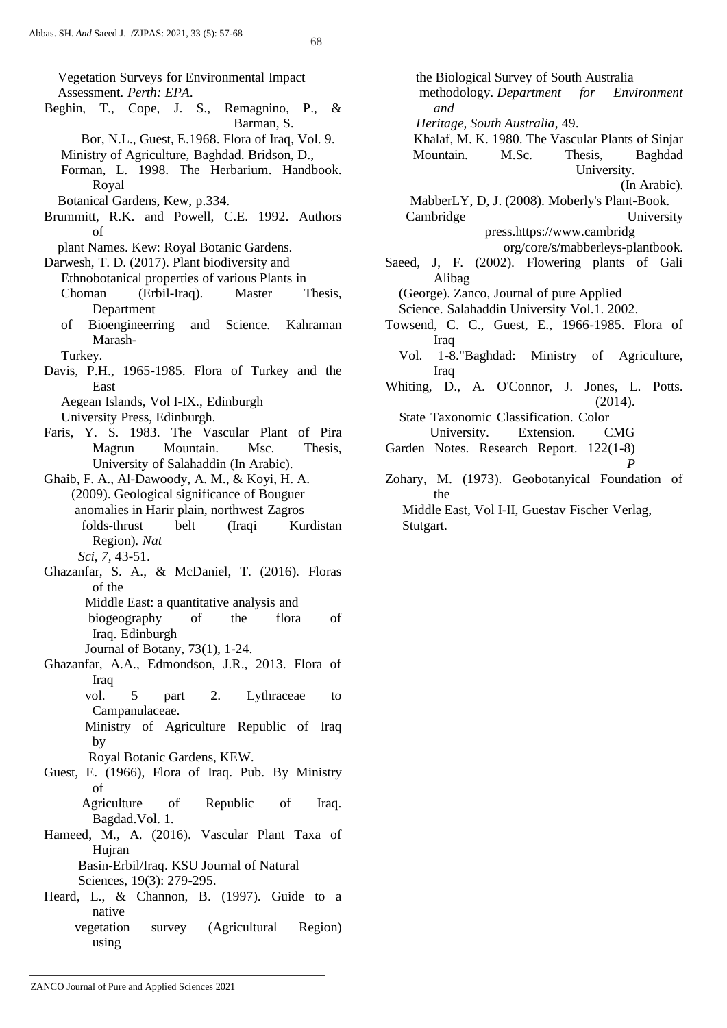Vegetation Surveys for Environmental Impact Assessment. *Perth: EPA*.

Beghin, T., Cope, J. S., Remagnino, P., & Barman, S.

Bor, N.L., Guest, E.1968. Flora of Iraq, Vol. 9. Ministry of Agriculture, Baghdad. Bridson, D., Forman, L. 1998. The Herbarium. Handbook. Royal Botanical Gardens, Kew, p.334.

Brummitt, R.K. and Powell, C.E. 1992. Authors of plant Names. Kew: Royal Botanic Gardens.

Darwesh, T. D. (2017). Plant biodiversity and Ethnobotanical properties of various Plants in Choman (Erbil-Iraq). Master Thesis, Department of Bioengineerring and Science. Kahraman Marash-Turkey.

Davis, P.H., 1965-1985. Flora of Turkey and the East Aegean Islands, Vol I-IX., Edinburgh University Press, Edinburgh.

Faris, Y. S. 1983. The Vascular Plant of Pira Magrun Mountain. Msc. Thesis, University of Salahaddin (In Arabic).

Ghaib, F. A., Al-Dawoody, A. M., & Koyi, H. A. (2009). Geological significance of Bouguer anomalies in Harir plain, northwest Zagros folds-thrust belt (Iraqi Kurdistan Region). *Nat Sci*, *7*, 43-51.

Ghazanfar, S. A., & McDaniel, T. (2016). Floras of the Middle East: a quantitative analysis and biogeography of the flora of Iraq. Edinburgh Journal of Botany, 73(1), 1-24.

Ghazanfar, A.A., Edmondson, J.R., 2013. Flora of Iraq vol. 5 part 2. Lythraceae to Campanulaceae. Ministry of Agriculture Republic of Iraq by Royal Botanic Gardens, KEW.

Guest, E. (1966), Flora of Iraq. Pub. By Ministry of Agriculture of Republic of Iraq. Bagdad.Vol. 1.

Hameed, M., A. (2016). Vascular Plant Taxa of Hujran Basin-Erbil/Iraq. KSU Journal of Natural Sciences, 19(3): 279-295.

Heard, L., & Channon, B. (1997). Guide to a native vegetation survey (Agricultural Region) using the Biological Survey of South Australia methodology. *Department for Environment and Heritage, South Australia*, 49.

Khalaf, M. K. 1980. The Vascular Plants of Sinjar Mountain. M.Sc. Thesis, Baghdad University. (In Arabic).

MabberLY, D, J. (2008). Moberly's Plant-Book. Cambridge University press.https://www.cambridg org/core/s/mabberleys-plantbook.

Saeed, J, F. (2002). Flowering plants of Gali Alibag (George). Zanco, Journal of pure Applied Science. Salahaddin University Vol.1. 2002.

Towsend, C. C., Guest, E., 1966-1985. Flora of Iraq Vol. 1-8."Baghdad: Ministry of Agriculture, Iraq

Whiting, D., A. O'Connor, J. Jones, L. Potts. (2014). State Taxonomic Classification. Color University. Extension. CMG Garden Notes. Research Report. 122(1-8) *P*

Zohary, M. (1973). Geobotanyical Foundation of the Middle East, Vol I-II, Guestav Fischer Verlag, Stutgart.